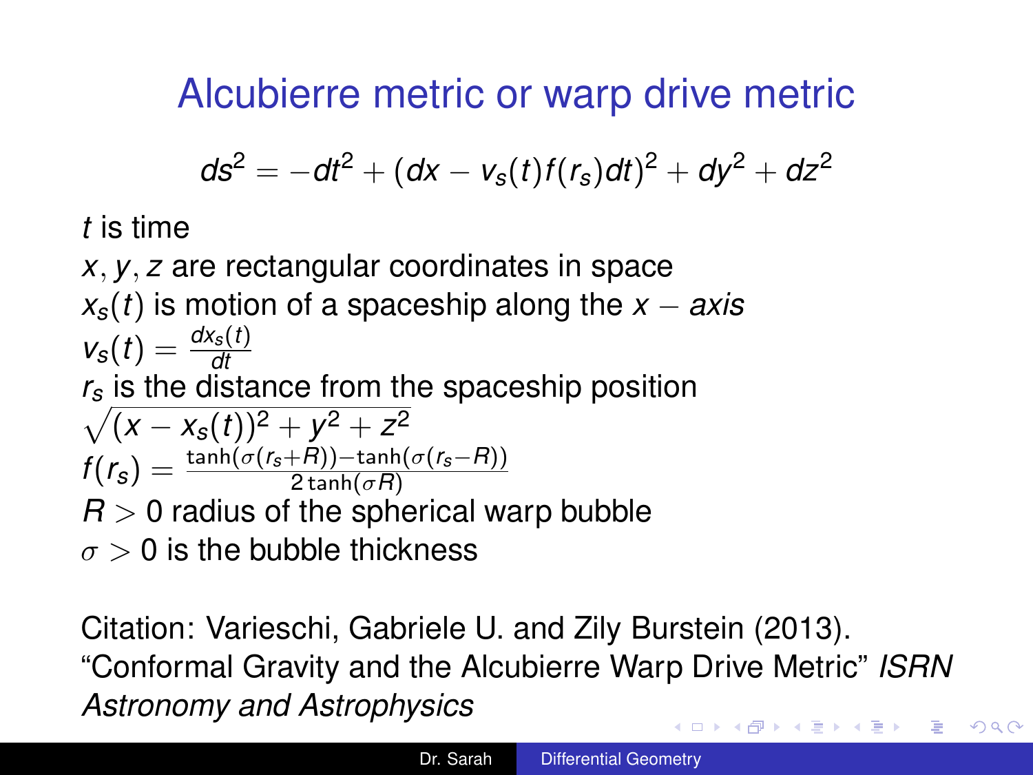# Alcubierre metric or warp drive metric

$$ds^2 = -dt^2 + (dx - v_s(t)f(r_s)dt)^2 + dy^2 + dz^2$$

$t$ is time

$x, y, z$ are rectangular coordinates in space

$x_s(t)$ is motion of a spaceship along the $x - axis$

$v_s(t) = \frac{dx_s(t)}{dt}$

$r_s$ is the distance from the spaceship position $\sqrt{(x - x_s(t))^2 + y^2 + z^2}$

$f(r_s) = \frac{\tanh(\sigma(r_s+R)) - \tanh(\sigma(r_s-R))}{2\tanh(\sigma R)}$

$R > 0$ radius of the spherical warp bubble

$\sigma > 0$ is the bubble thickness

Citation: Varieschi, Gabriele U. and Zily Burstein (2013). "Conformal Gravity and the Alcubierre Warp Drive Metric" *ISRN Astronomy and Astrophysics*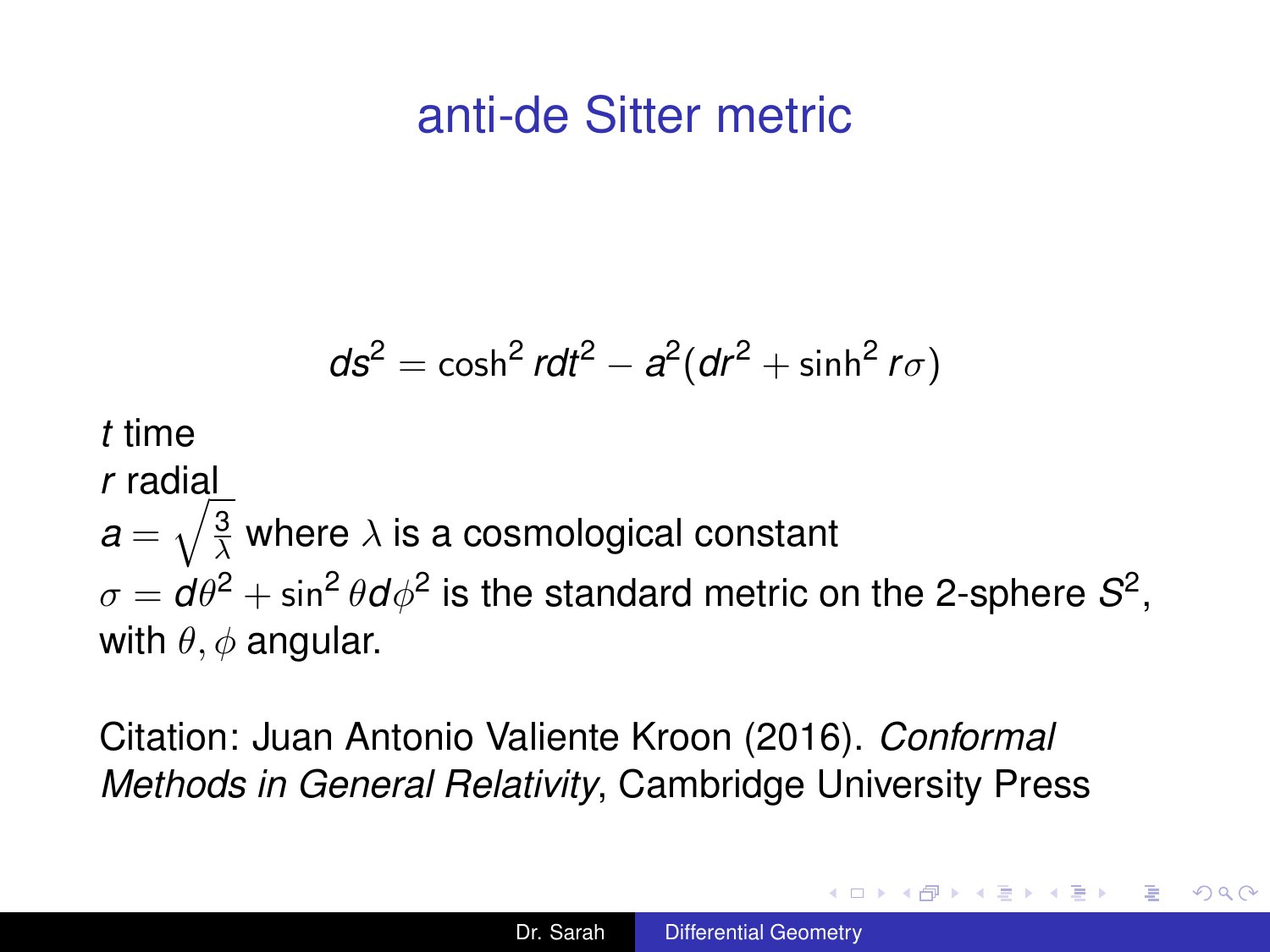# anti-de Sitter metric

$$ds^2 = \cosh^2 r dt^2 - a^2(dr^2 + \sinh^2 r\sigma)$$

$t$ time
$r$ radial
$a = \sqrt{\frac{3}{\lambda}}$ where $\lambda$ is a cosmological constant
$\sigma = d\theta^2 + \sin^2\theta d\phi^2$ is the standard metric on the 2-sphere $S^2$, with $\theta, \phi$ angular.

Citation: Juan Antonio Valiente Kroon (2016). *Conformal Methods in General Relativity*, Cambridge University Press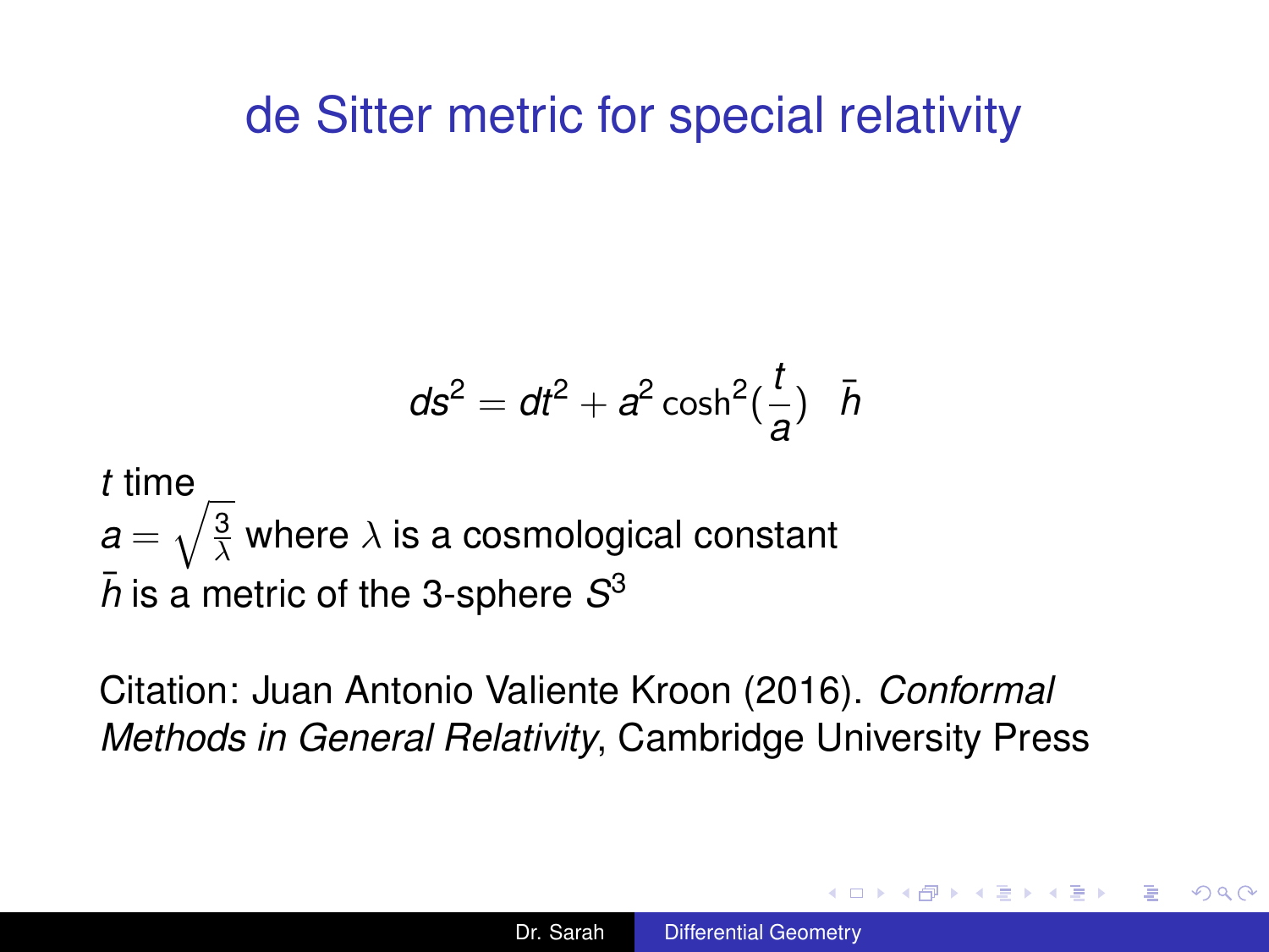# de Sitter metric for special relativity

$$ds^2 = dt^2 + a^2 \cosh^2(\frac{t}{a}) \quad \bar{h}$$

$t$ time
$a = \sqrt{\frac{3}{\lambda}}$ where $\lambda$ is a cosmological constant
$\bar{h}$ is a metric of the 3-sphere $S^3$

Citation: Juan Antonio Valiente Kroon (2016). *Conformal Methods in General Relativity*, Cambridge University Press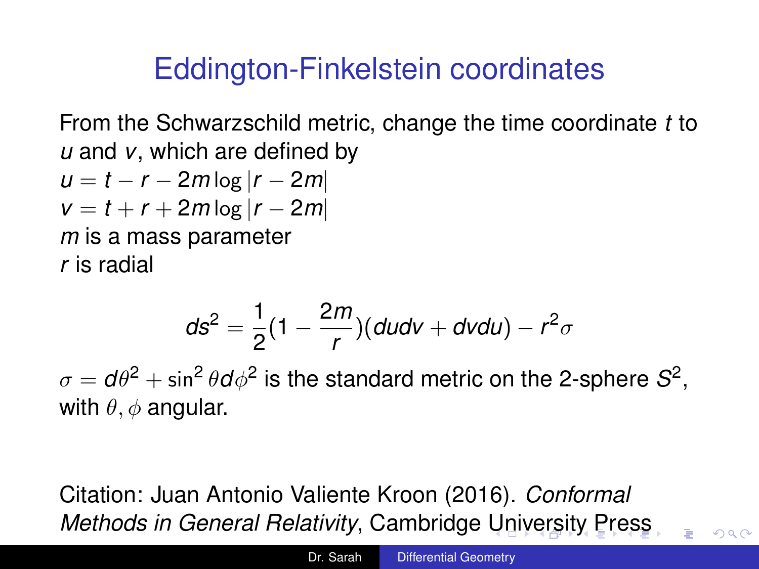# Eddington-Finkelstein coordinates

From the Schwarzschild metric, change the time coordinate $t$ to $u$ and $v$, which are defined by
$u = t - r - 2m \log |r - 2m|$
$v = t + r + 2m \log |r - 2m|$
$m$ is a mass parameter
$r$ is radial

$$ds^2 = \frac{1}{2}(1 - \frac{2m}{r})(dudv + dvdu) - r^2\sigma$$

$\sigma = d\theta^2 + \sin^2\theta d\phi^2$ is the standard metric on the 2-sphere $S^2$, with $\theta, \phi$ angular.

Citation: Juan Antonio Valiente Kroon (2016). *Conformal Methods in General Relativity*, Cambridge University Press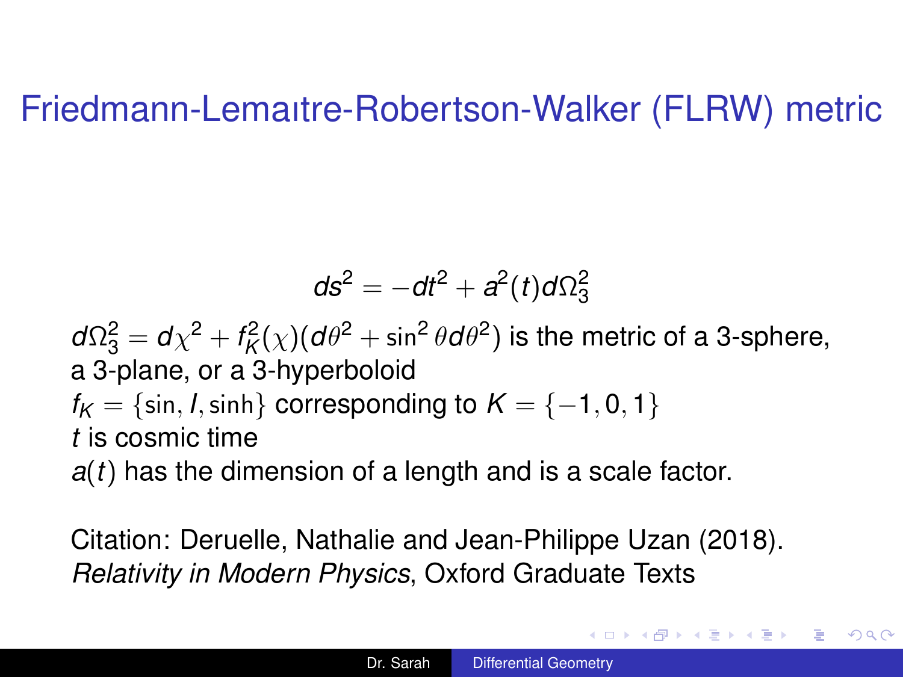# Friedmann-Lemaıtre-Robertson-Walker (FLRW) metric

$$ds^2 = -dt^2 + a^2(t)d\Omega_3^2$$

$d\Omega_3^2 = d\chi^2 + f_K^2(\chi)(d\theta^2 + \sin^2\theta d\theta^2)$ is the metric of a 3-sphere, a 3-plane, or a 3-hyperboloid

$f_K = \{\sin, I, \sinh\}$ corresponding to $K = \{-1, 0, 1\}$

$t$ is cosmic time

$a(t)$ has the dimension of a length and is a scale factor.

Citation: Deruelle, Nathalie and Jean-Philippe Uzan (2018). *Relativity in Modern Physics*, Oxford Graduate Texts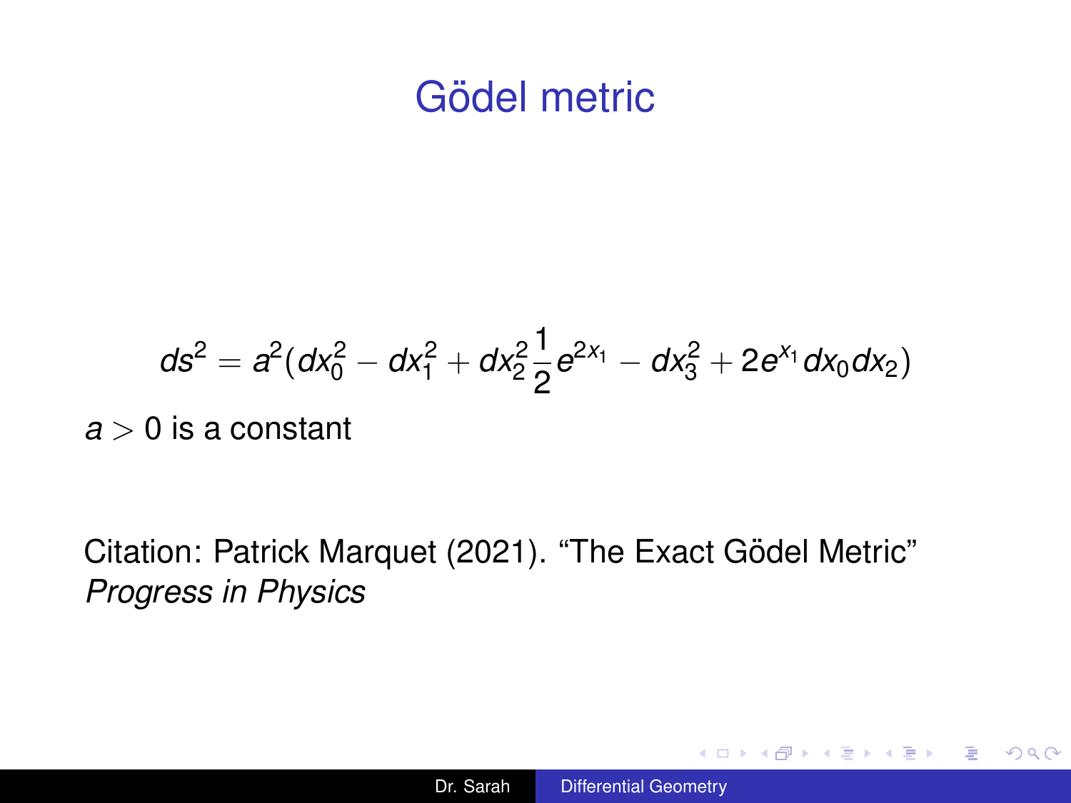# Gödel metric

$$ds^2 = a^2(dx_0^2 - dx_1^2 + dx_2^2 \frac{1}{2} e^{2x_1} - dx_3^2 + 2e^{x_1} dx_0 dx_2)$$

$a > 0$ is a constant

Citation: Patrick Marquet (2021). “The Exact Gödel Metric” *Progress in Physics*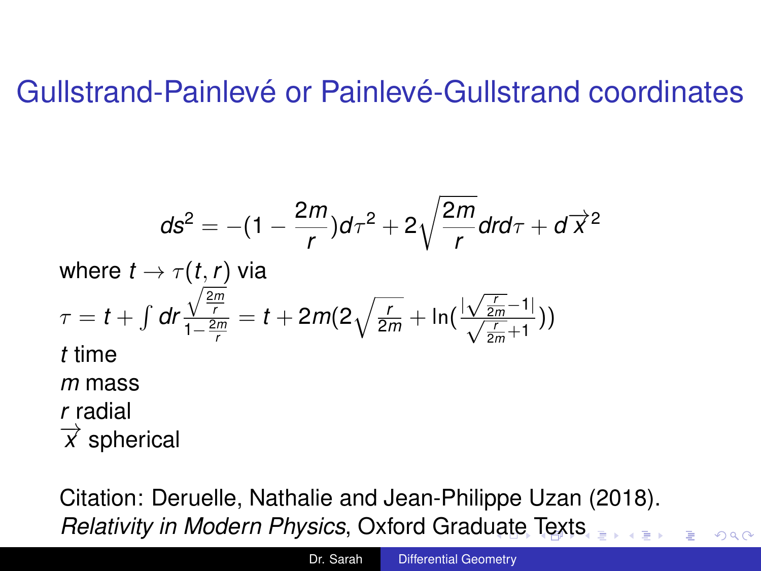# Gullstrand-Painlevé or Painlevé-Gullstrand coordinates

$$ds^2 = -(1 - \frac{2m}{r})d\tau^2 + 2\sqrt{\frac{2m}{r}}drd\tau + d\vec{x}^2$$

where $t \to \tau(t, r)$ via

$\tau = t + \int dr \frac{\sqrt{\frac{2m}{r}}}{1-\frac{2m}{r}} = t + 2m(2\sqrt{\frac{r}{2m}} + \ln(\frac{|\sqrt{\frac{r}{2m}}-1|}{\sqrt{\frac{r}{2m}}+1}))$

$t$ time

$m$ mass

$r$ radial

$\vec{x}$ spherical

Citation: Deruelle, Nathalie and Jean-Philippe Uzan (2018). *Relativity in Modern Physics*, Oxford Graduate Texts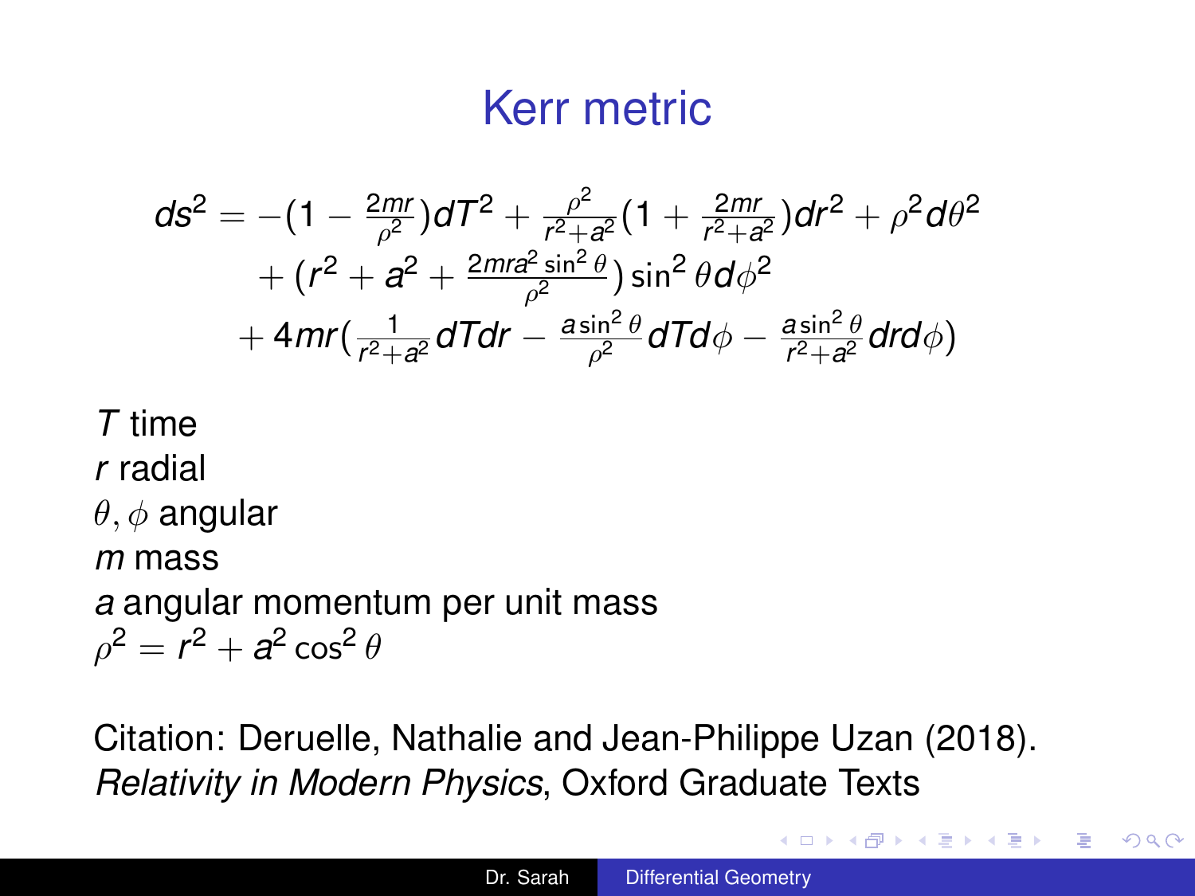# Kerr metric

$$
\begin{aligned}
ds^2 = &-(1 - \tfrac{2mr}{\rho^2})dT^2 + \tfrac{\rho^2}{r^2+a^2}(1 + \tfrac{2mr}{r^2+a^2})dr^2 + \rho^2 d\theta^2 \\
&+ (r^2 + a^2 + \tfrac{2mra^2 \sin^2\theta}{\rho^2}) \sin^2\theta d\phi^2 \\
&+ 4mr(\tfrac{1}{r^2+a^2} dTdr - \tfrac{a \sin^2\theta}{\rho^2} dTd\phi - \tfrac{a \sin^2\theta}{r^2+a^2} drd\phi)
\end{aligned}
$$

$T$ time
$r$ radial
$\theta, \phi$ angular
$m$ mass
$a$ angular momentum per unit mass
$\rho^2 = r^2 + a^2 \cos^2\theta$

Citation: Deruelle, Nathalie and Jean-Philippe Uzan (2018). *Relativity in Modern Physics*, Oxford Graduate Texts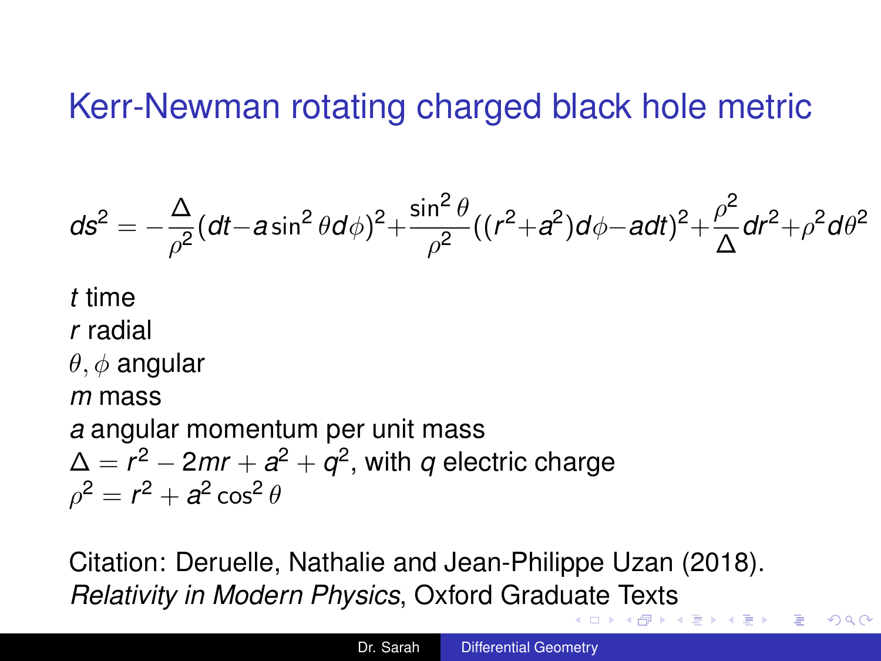# Kerr-Newman rotating charged black hole metric

$$ds^2 = -\frac{\Delta}{\rho^2}(dt - a\sin^2\theta d\phi)^2 + \frac{\sin^2\theta}{\rho^2}((r^2+a^2)d\phi - adt)^2 + \frac{\rho^2}{\Delta}dr^2 + \rho^2 d\theta^2$$

$t$ time
$r$ radial
$\theta, \phi$ angular
$m$ mass
$a$ angular momentum per unit mass
$\Delta = r^2 - 2mr + a^2 + q^2$, with $q$ electric charge
$\rho^2 = r^2 + a^2\cos^2\theta$

Citation: Deruelle, Nathalie and Jean-Philippe Uzan (2018). *Relativity in Modern Physics*, Oxford Graduate Texts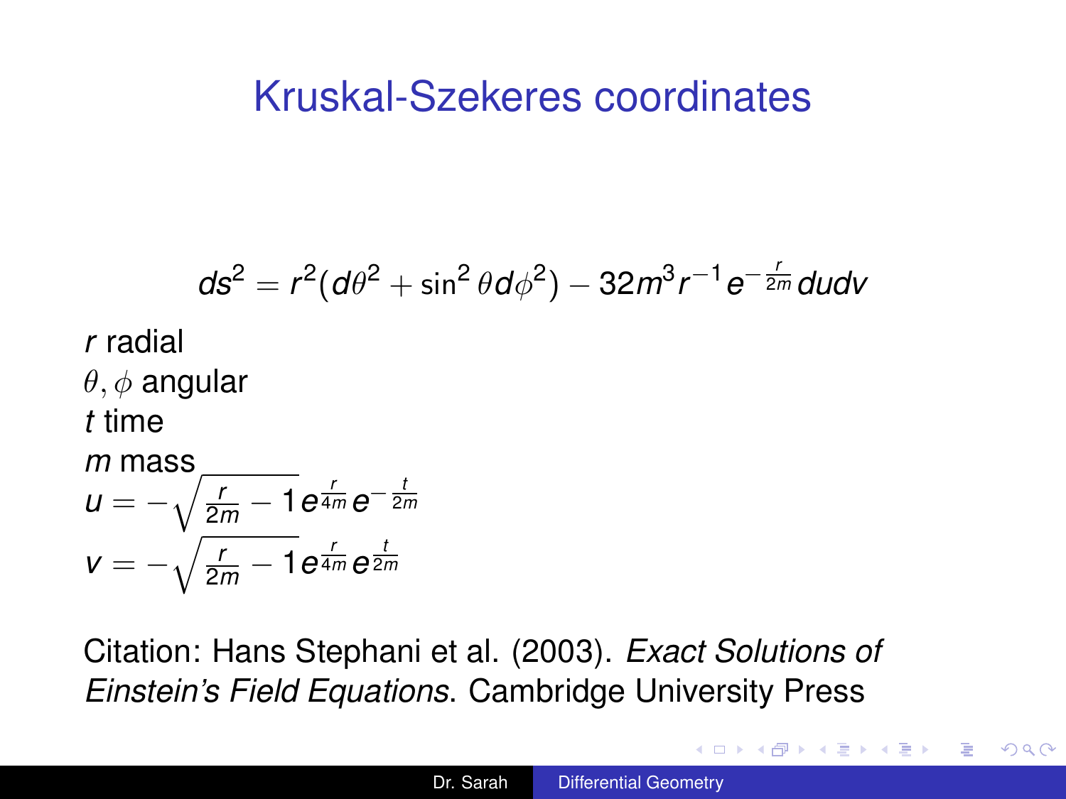# Kruskal-Szekeres coordinates

$$ds^2 = r^2(d\theta^2 + \sin^2\theta d\phi^2) - 32m^3 r^{-1} e^{-\frac{r}{2m}} du dv$$

$r$ radial
$\theta, \phi$ angular
$t$ time
$m$ mass
$u = -\sqrt{\frac{r}{2m} - 1}\, e^{\frac{r}{4m}} e^{-\frac{t}{2m}}$
$v = -\sqrt{\frac{r}{2m} - 1}\, e^{\frac{r}{4m}} e^{\frac{t}{2m}}$

Citation: Hans Stephani et al. (2003). *Exact Solutions of Einstein's Field Equations*. Cambridge University Press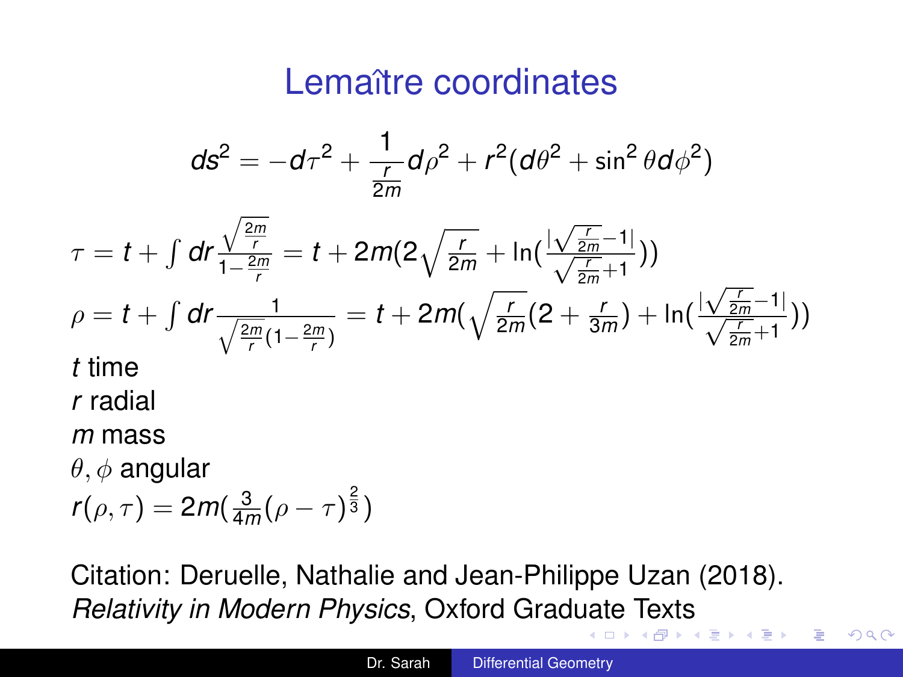# Lemaître coordinates

$$ds^2 = -d\tau^2 + \frac{1}{\frac{r}{2m}} d\rho^2 + r^2(d\theta^2 + \sin^2\theta d\phi^2)$$

$\tau = t + \int dr \frac{\sqrt{\frac{2m}{r}}}{1-\frac{2m}{r}} = t + 2m(2\sqrt{\frac{r}{2m}} + \ln(\frac{|\sqrt{\frac{r}{2m}}-1|}{\sqrt{\frac{r}{2m}}+1}))$

$\rho = t + \int dr \frac{1}{\sqrt{\frac{2m}{r}}(1-\frac{2m}{r})} = t + 2m(\sqrt{\frac{r}{2m}}(2 + \frac{r}{3m}) + \ln(\frac{|\sqrt{\frac{r}{2m}}-1|}{\sqrt{\frac{r}{2m}}+1}))$

$t$ time

$r$ radial

$m$ mass

$\theta, \phi$ angular

$r(\rho, \tau) = 2m(\frac{3}{4m}(\rho - \tau)^{\frac{2}{3}})$

Citation: Deruelle, Nathalie and Jean-Philippe Uzan (2018). *Relativity in Modern Physics*, Oxford Graduate Texts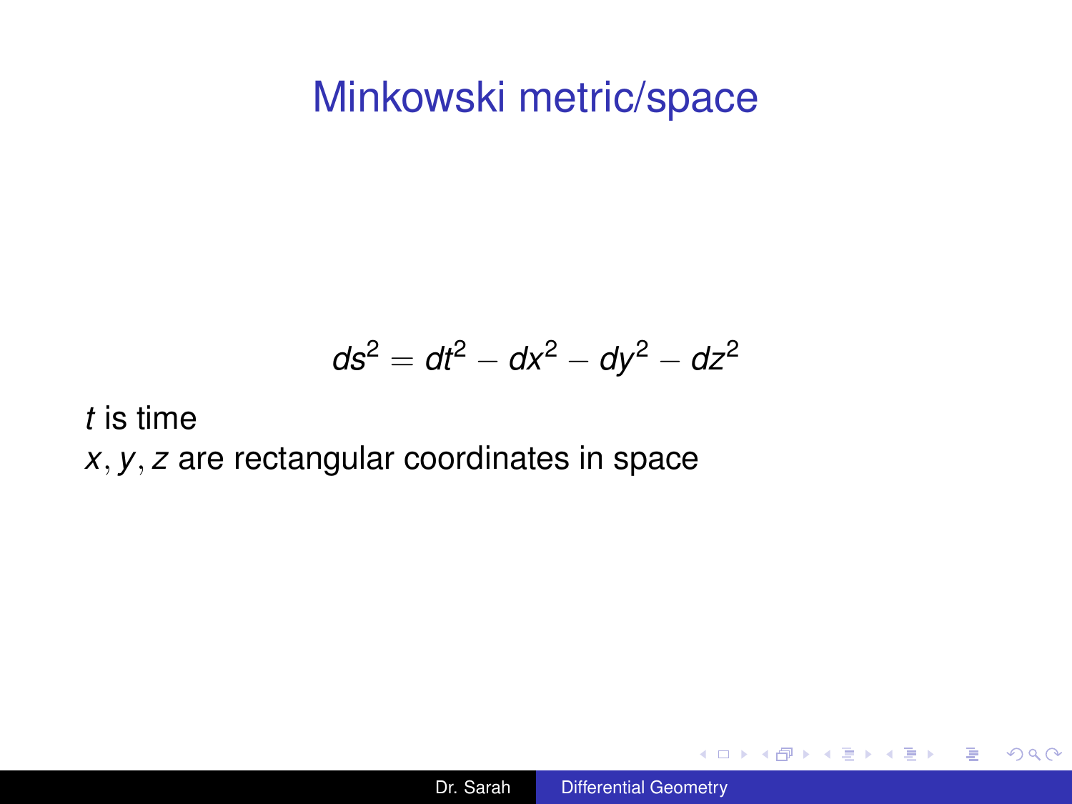# Minkowski metric/space

$$ds^2 = dt^2 - dx^2 - dy^2 - dz^2$$

$t$ is time
$x, y, z$ are rectangular coordinates in space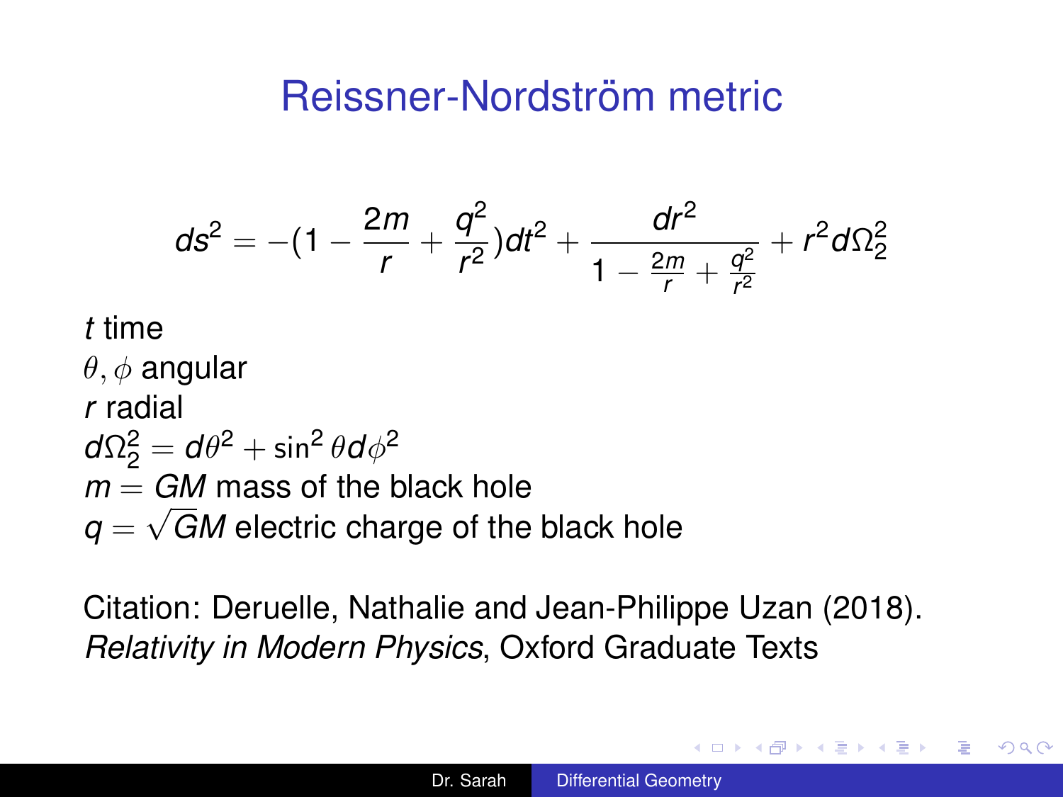# Reissner-Nordström metric

$$ds^2 = -(1 - \frac{2m}{r} + \frac{q^2}{r^2})dt^2 + \frac{dr^2}{1 - \frac{2m}{r} + \frac{q^2}{r^2}} + r^2 d\Omega_2^2$$

$t$ time
$\theta, \phi$ angular
$r$ radial
$d\Omega_2^2 = d\theta^2 + \sin^2\theta d\phi^2$
$m = GM$ mass of the black hole
$q = \sqrt{G}M$ electric charge of the black hole

Citation: Deruelle, Nathalie and Jean-Philippe Uzan (2018). *Relativity in Modern Physics*, Oxford Graduate Texts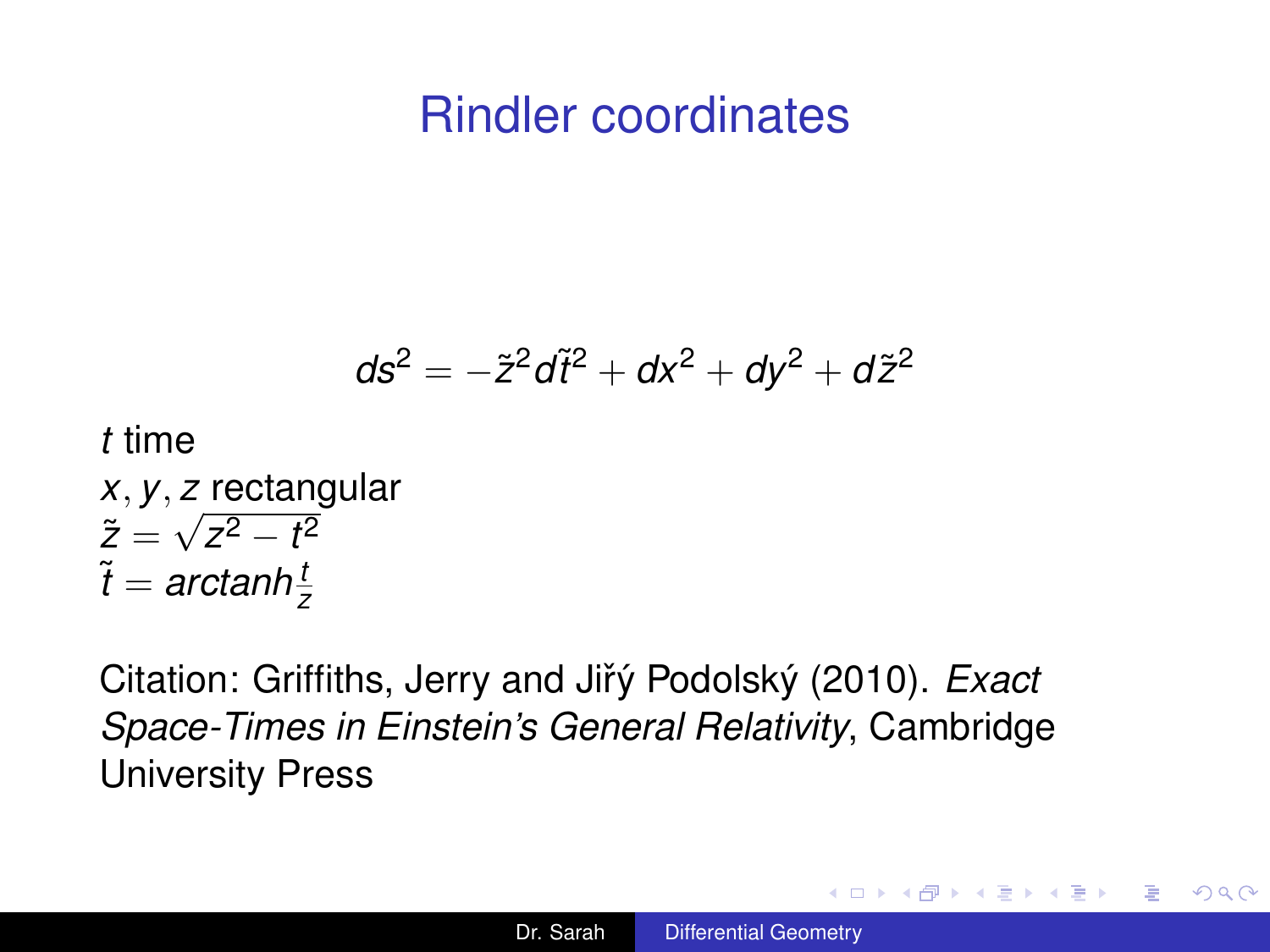# Rindler coordinates

$$ds^2 = -\tilde{z}^2 d\tilde{t}^2 + dx^2 + dy^2 + d\tilde{z}^2$$

$t$ time
$x, y, z$ rectangular
$\tilde{z} = \sqrt{z^2 - t^2}$
$\tilde{t} = arctanh \frac{t}{z}$

Citation: Griffiths, Jerry and Jiřý Podolský (2010). *Exact Space-Times in Einstein's General Relativity*, Cambridge University Press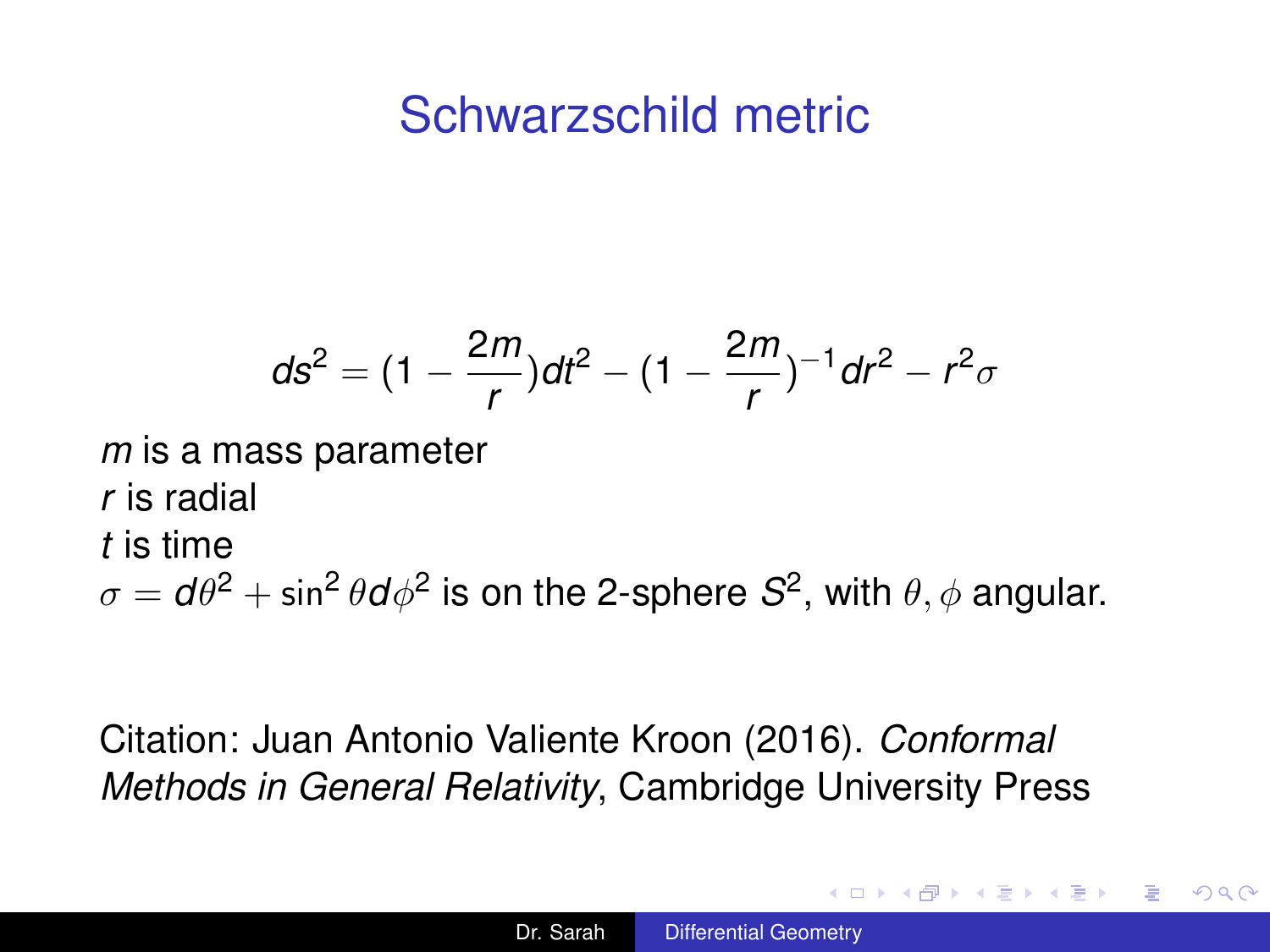# Schwarzschild metric

$$ds^2 = (1 - \frac{2m}{r})dt^2 - (1 - \frac{2m}{r})^{-1}dr^2 - r^2\sigma$$

$m$ is a mass parameter
$r$ is radial
$t$ is time
$\sigma = d\theta^2 + \sin^2\theta d\phi^2$ is on the 2-sphere $S^2$, with $\theta, \phi$ angular.

Citation: Juan Antonio Valiente Kroon (2016). *Conformal Methods in General Relativity*, Cambridge University Press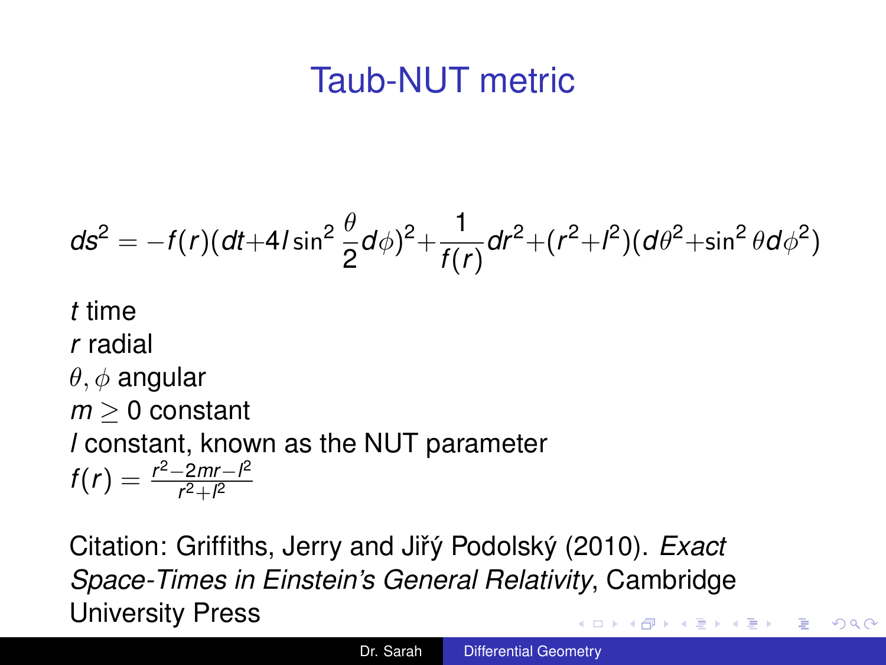# Taub-NUT metric

$$ds^2 = -f(r)(dt + 4l\sin^2\frac{\theta}{2}d\phi)^2 + \frac{1}{f(r)}dr^2 + (r^2+l^2)(d\theta^2 + \sin^2\theta d\phi^2)$$

$t$ time  
$r$ radial  
$\theta, \phi$ angular  
$m \geq 0$ constant  
$l$ constant, known as the NUT parameter  
$f(r) = \frac{r^2-2mr-l^2}{r^2+l^2}$

Citation: Griffiths, Jerry and Jiřý Podolský (2010). *Exact Space-Times in Einstein's General Relativity*, Cambridge University Press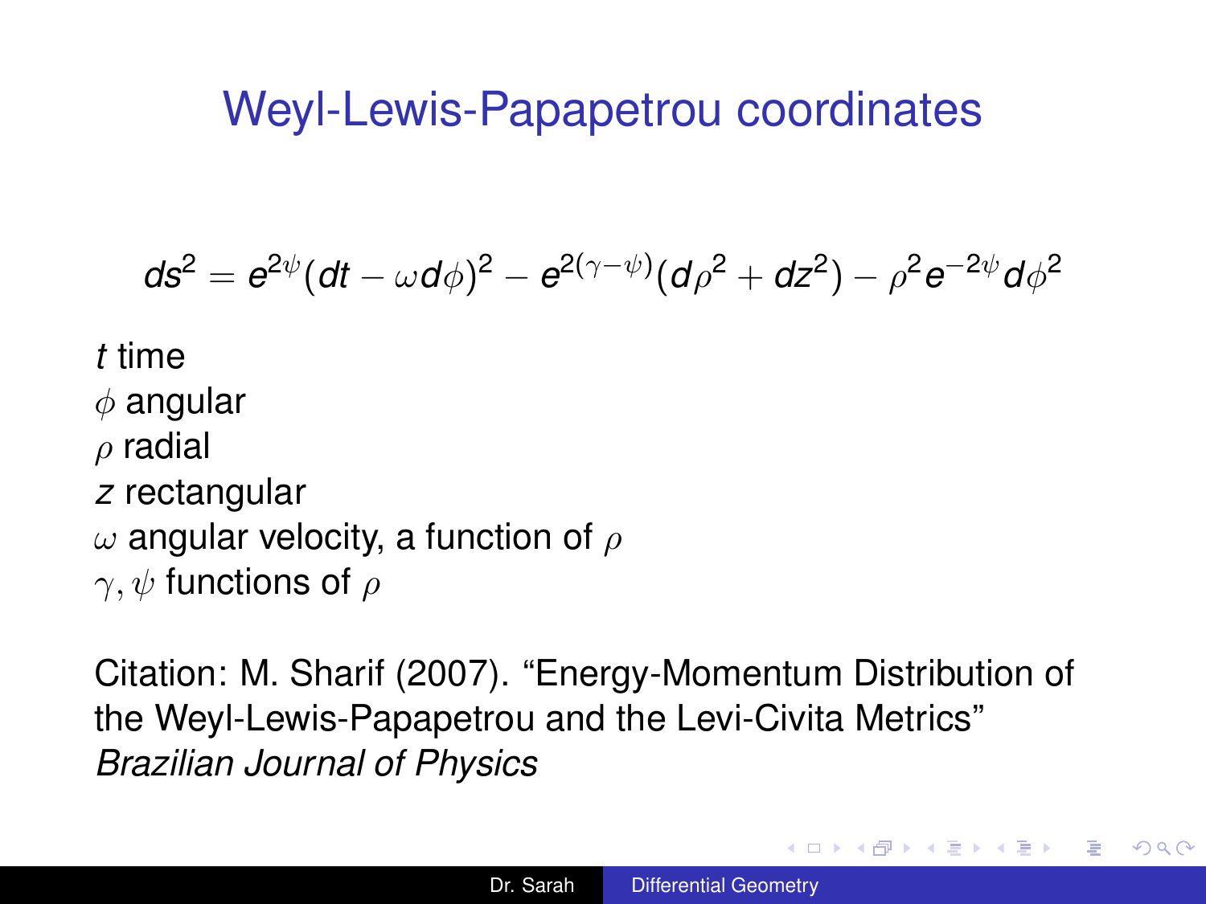# Weyl-Lewis-Papapetrou coordinates

$$ds^2 = e^{2\psi}(dt - \omega d\phi)^2 - e^{2(\gamma-\psi)}(d\rho^2 + dz^2) - \rho^2 e^{-2\psi} d\phi^2$$

$t$ time
$\phi$ angular
$\rho$ radial
$z$ rectangular
$\omega$ angular velocity, a function of $\rho$
$\gamma, \psi$ functions of $\rho$

Citation: M. Sharif (2007). "Energy-Momentum Distribution of the Weyl-Lewis-Papapetrou and the Levi-Civita Metrics" *Brazilian Journal of Physics*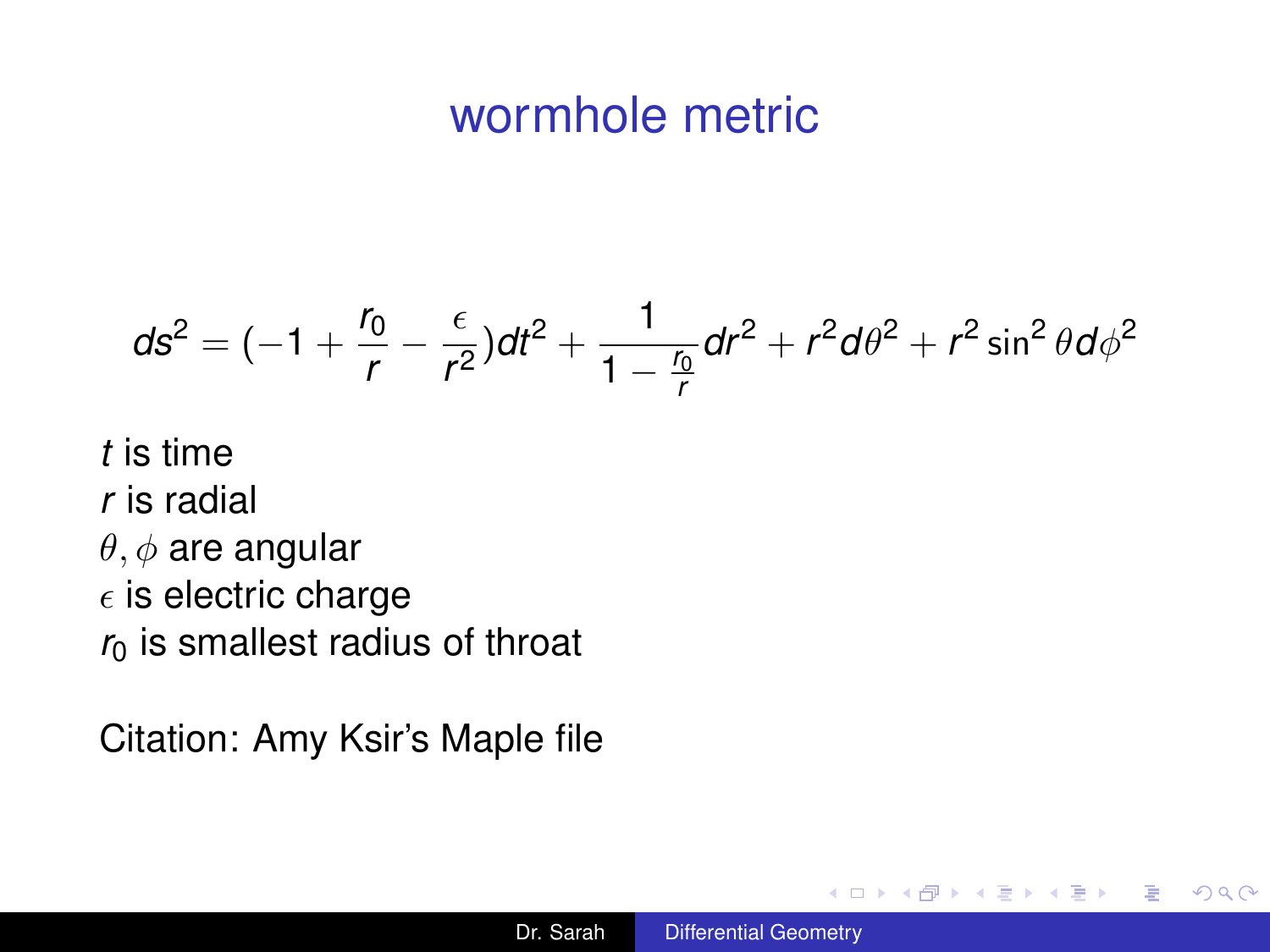# wormhole metric

$$ds^2 = (-1 + \frac{r_0}{r} - \frac{\epsilon}{r^2})dt^2 + \frac{1}{1 - \frac{r_0}{r}}dr^2 + r^2 d\theta^2 + r^2 \sin^2\theta d\phi^2$$

$t$ is time
$r$ is radial
$\theta, \phi$ are angular
$\epsilon$ is electric charge
$r_0$ is smallest radius of throat

Citation: Amy Ksir's Maple file